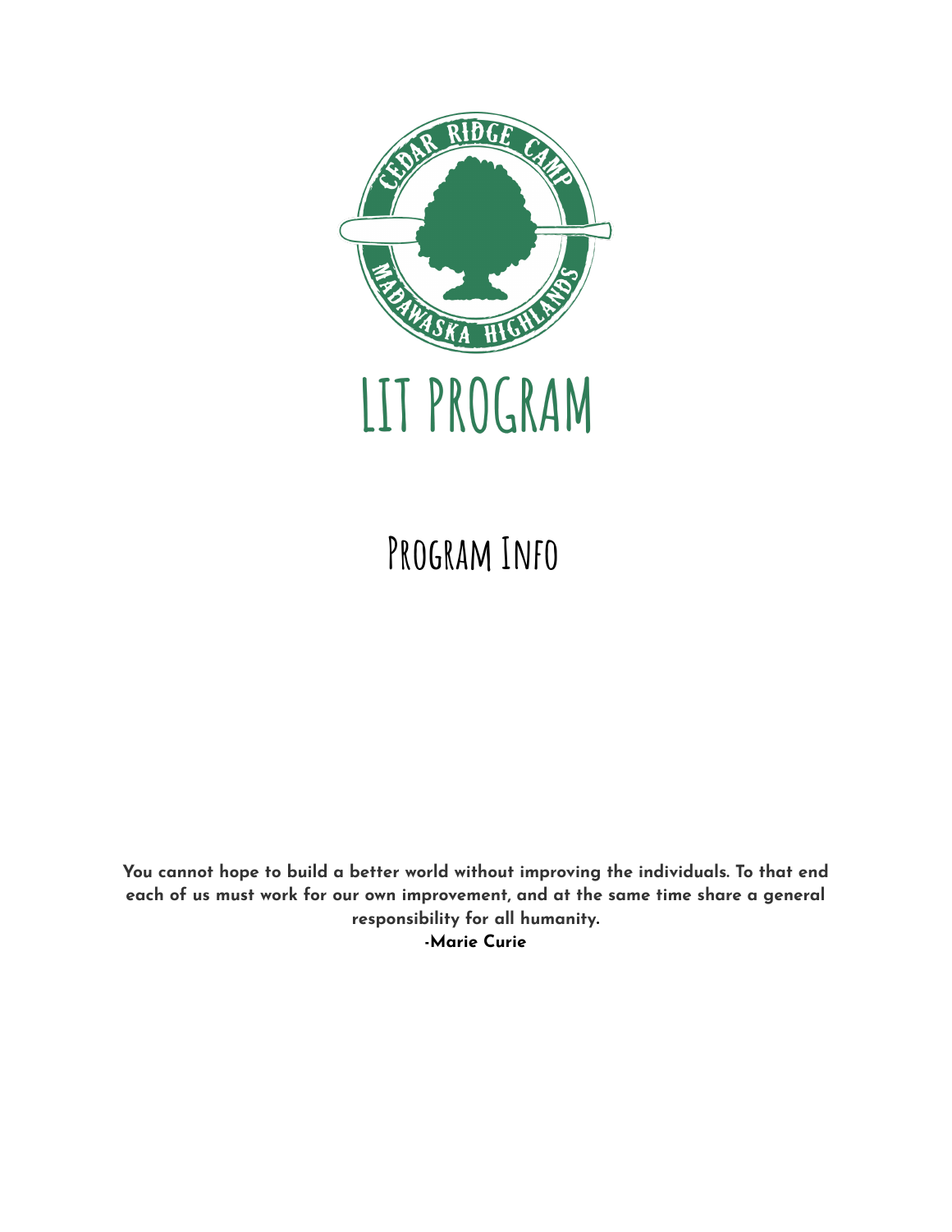# LIT PROGRAM

## Program Info

**You cannot hope to build a better world without improving the individuals. To that end each of us must work for our own improvement, and at the same time share a general responsibility for all humanity.**
**-Marie Curie**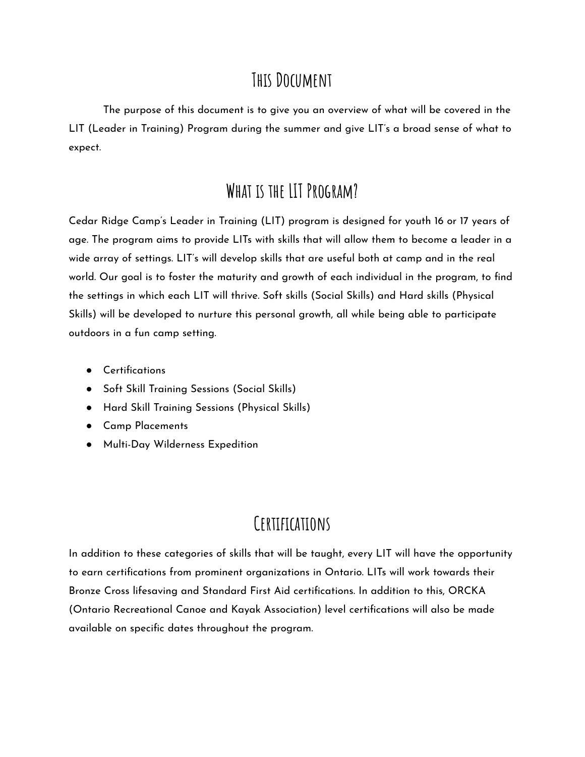## This Document

The purpose of this document is to give you an overview of what will be covered in the LIT (Leader in Training) Program during the summer and give LIT's a broad sense of what to expect.

## What is the LIT Program?

Cedar Ridge Camp's Leader in Training (LIT) program is designed for youth 16 or 17 years of age. The program aims to provide LITs with skills that will allow them to become a leader in a wide array of settings. LIT's will develop skills that are useful both at camp and in the real world. Our goal is to foster the maturity and growth of each individual in the program, to find the settings in which each LIT will thrive. Soft skills (Social Skills) and Hard skills (Physical Skills) will be developed to nurture this personal growth, all while being able to participate outdoors in a fun camp setting.

- Certifications
- Soft Skill Training Sessions (Social Skills)
- Hard Skill Training Sessions (Physical Skills)
- Camp Placements
- Multi-Day Wilderness Expedition

## Certifications

In addition to these categories of skills that will be taught, every LIT will have the opportunity to earn certifications from prominent organizations in Ontario. LITs will work towards their Bronze Cross lifesaving and Standard First Aid certifications. In addition to this, ORCKA (Ontario Recreational Canoe and Kayak Association) level certifications will also be made available on specific dates throughout the program.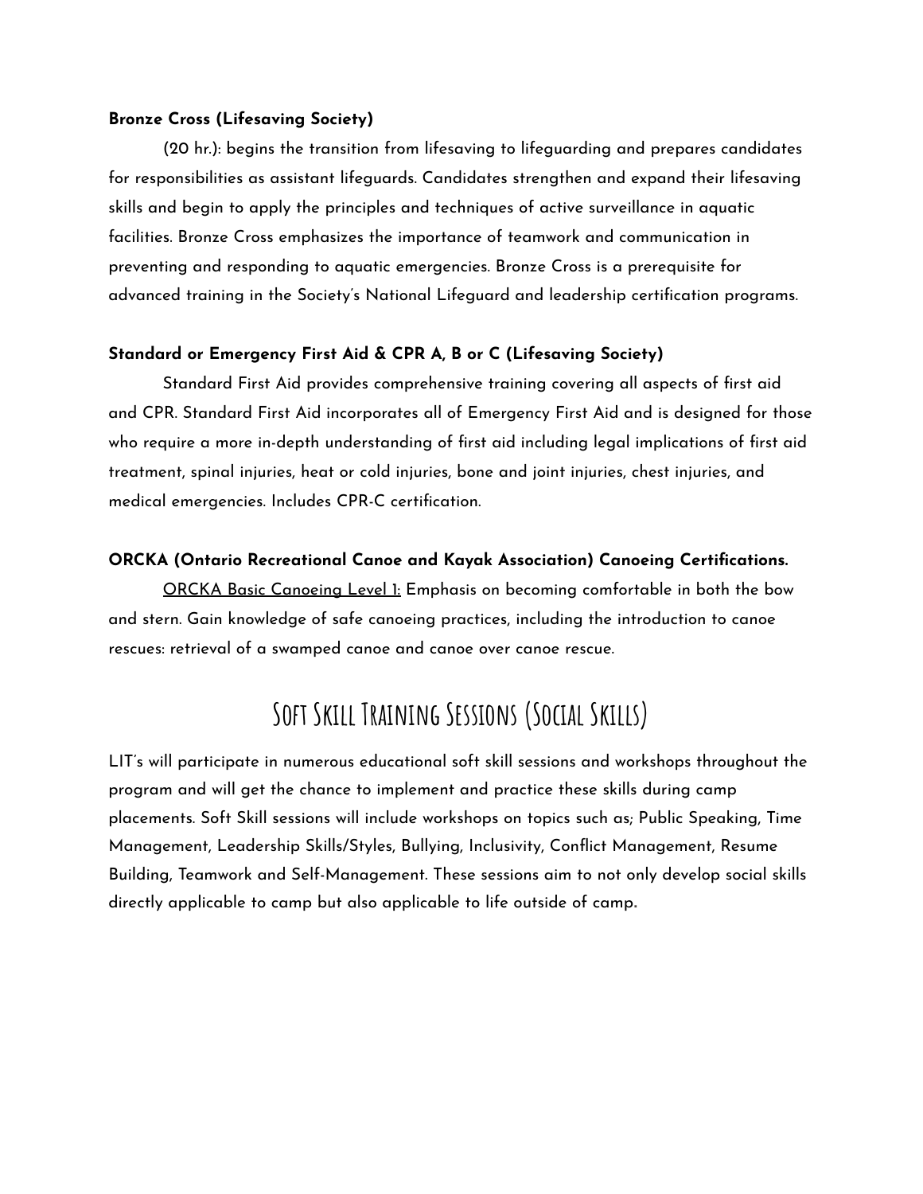**Bronze Cross (Lifesaving Society)**

(20 hr.): begins the transition from lifesaving to lifeguarding and prepares candidates for responsibilities as assistant lifeguards. Candidates strengthen and expand their lifesaving skills and begin to apply the principles and techniques of active surveillance in aquatic facilities. Bronze Cross emphasizes the importance of teamwork and communication in preventing and responding to aquatic emergencies. Bronze Cross is a prerequisite for advanced training in the Society's National Lifeguard and leadership certification programs.

**Standard or Emergency First Aid & CPR A, B or C (Lifesaving Society)**

Standard First Aid provides comprehensive training covering all aspects of first aid and CPR. Standard First Aid incorporates all of Emergency First Aid and is designed for those who require a more in-depth understanding of first aid including legal implications of first aid treatment, spinal injuries, heat or cold injuries, bone and joint injuries, chest injuries, and medical emergencies. Includes CPR-C certification.

**ORCKA (Ontario Recreational Canoe and Kayak Association) Canoeing Certifications.**

<u>ORCKA Basic Canoeing Level 1:</u> Emphasis on becoming comfortable in both the bow and stern. Gain knowledge of safe canoeing practices, including the introduction to canoe rescues: retrieval of a swamped canoe and canoe over canoe rescue.

## Soft Skill Training Sessions (Social Skills)

LIT's will participate in numerous educational soft skill sessions and workshops throughout the program and will get the chance to implement and practice these skills during camp placements. Soft Skill sessions will include workshops on topics such as; Public Speaking, Time Management, Leadership Skills/Styles, Bullying, Inclusivity, Conflict Management, Resume Building, Teamwork and Self-Management. These sessions aim to not only develop social skills directly applicable to camp but also applicable to life outside of camp.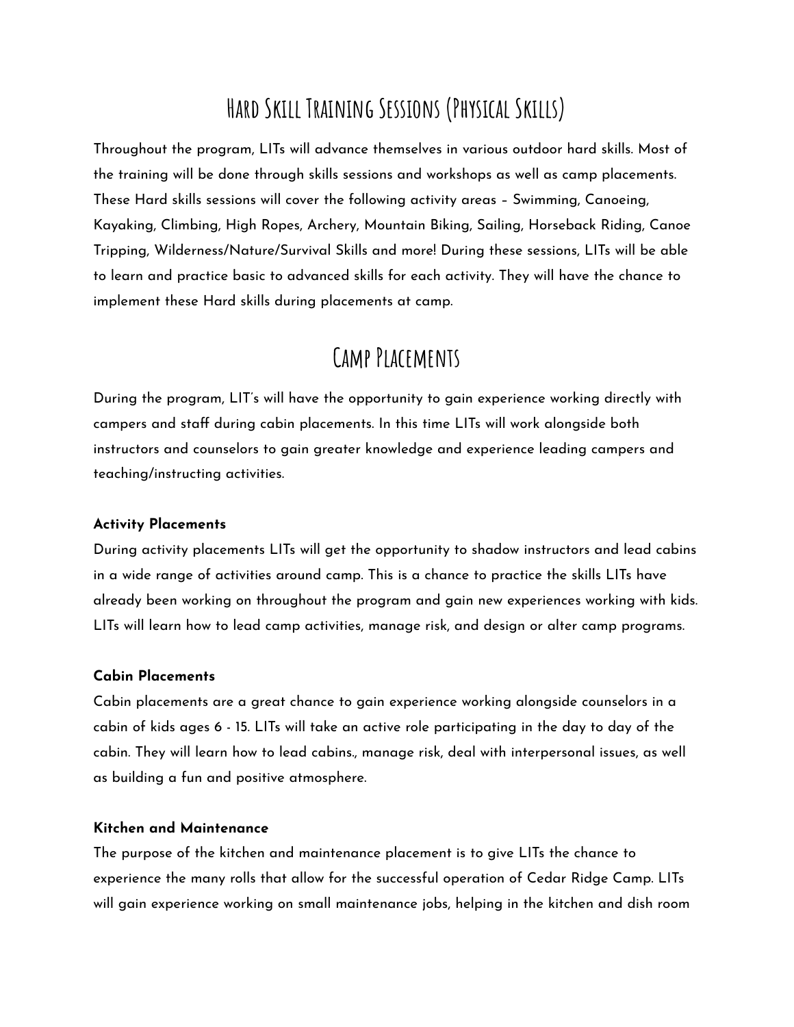# Hard Skill Training Sessions (Physical Skills)

Throughout the program, LITs will advance themselves in various outdoor hard skills. Most of the training will be done through skills sessions and workshops as well as camp placements. These Hard skills sessions will cover the following activity areas – Swimming, Canoeing, Kayaking, Climbing, High Ropes, Archery, Mountain Biking, Sailing, Horseback Riding, Canoe Tripping, Wilderness/Nature/Survival Skills and more! During these sessions, LITs will be able to learn and practice basic to advanced skills for each activity. They will have the chance to implement these Hard skills during placements at camp.

# Camp Placements

During the program, LIT's will have the opportunity to gain experience working directly with campers and staff during cabin placements. In this time LITs will work alongside both instructors and counselors to gain greater knowledge and experience leading campers and teaching/instructing activities.

**Activity Placements**

During activity placements LITs will get the opportunity to shadow instructors and lead cabins in a wide range of activities around camp. This is a chance to practice the skills LITs have already been working on throughout the program and gain new experiences working with kids. LITs will learn how to lead camp activities, manage risk, and design or alter camp programs.

**Cabin Placements**

Cabin placements are a great chance to gain experience working alongside counselors in a cabin of kids ages 6 - 15. LITs will take an active role participating in the day to day of the cabin. They will learn how to lead cabins., manage risk, deal with interpersonal issues, as well as building a fun and positive atmosphere.

**Kitchen and Maintenance**

The purpose of the kitchen and maintenance placement is to give LITs the chance to experience the many rolls that allow for the successful operation of Cedar Ridge Camp. LITs will gain experience working on small maintenance jobs, helping in the kitchen and dish room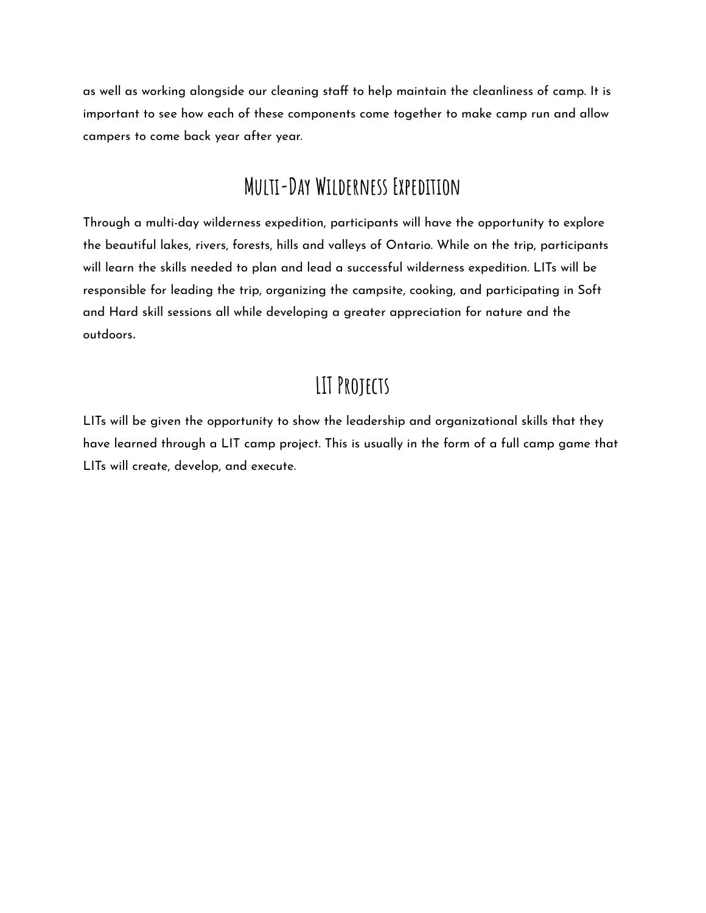as well as working alongside our cleaning staff to help maintain the cleanliness of camp. It is important to see how each of these components come together to make camp run and allow campers to come back year after year.

## Multi-Day Wilderness Expedition

Through a multi-day wilderness expedition, participants will have the opportunity to explore the beautiful lakes, rivers, forests, hills and valleys of Ontario. While on the trip, participants will learn the skills needed to plan and lead a successful wilderness expedition. LITs will be responsible for leading the trip, organizing the campsite, cooking, and participating in Soft and Hard skill sessions all while developing a greater appreciation for nature and the outdoors.

## LIT Projects

LITs will be given the opportunity to show the leadership and organizational skills that they have learned through a LIT camp project. This is usually in the form of a full camp game that LITs will create, develop, and execute.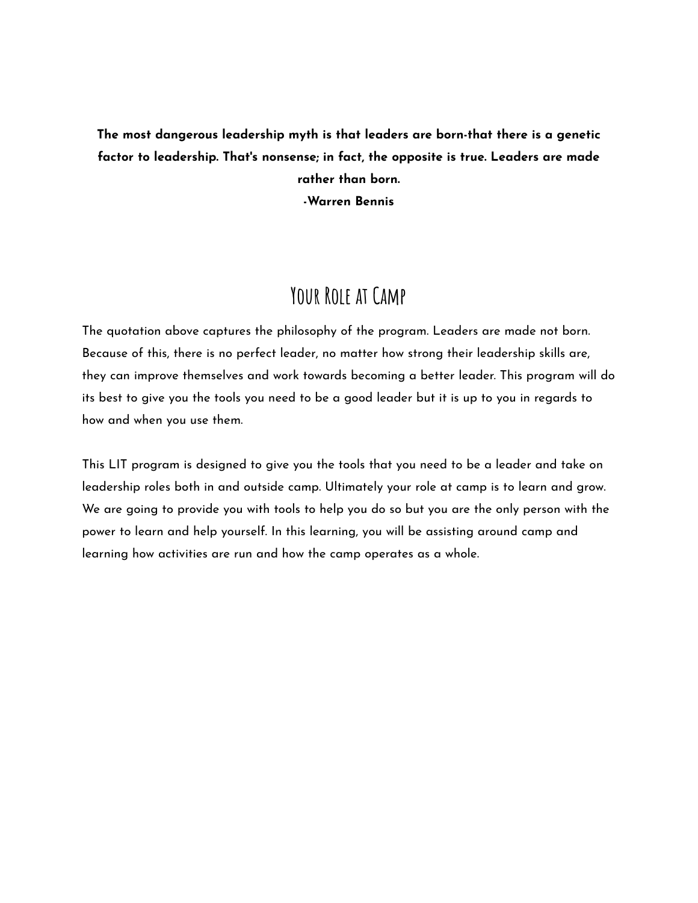**The most dangerous leadership myth is that leaders are born-that there is a genetic factor to leadership. That's nonsense; in fact, the opposite is true. Leaders are made rather than born.**
**-Warren Bennis**

# Your Role at Camp

The quotation above captures the philosophy of the program. Leaders are made not born. Because of this, there is no perfect leader, no matter how strong their leadership skills are, they can improve themselves and work towards becoming a better leader. This program will do its best to give you the tools you need to be a good leader but it is up to you in regards to how and when you use them.

This LIT program is designed to give you the tools that you need to be a leader and take on leadership roles both in and outside camp. Ultimately your role at camp is to learn and grow. We are going to provide you with tools to help you do so but you are the only person with the power to learn and help yourself. In this learning, you will be assisting around camp and learning how activities are run and how the camp operates as a whole.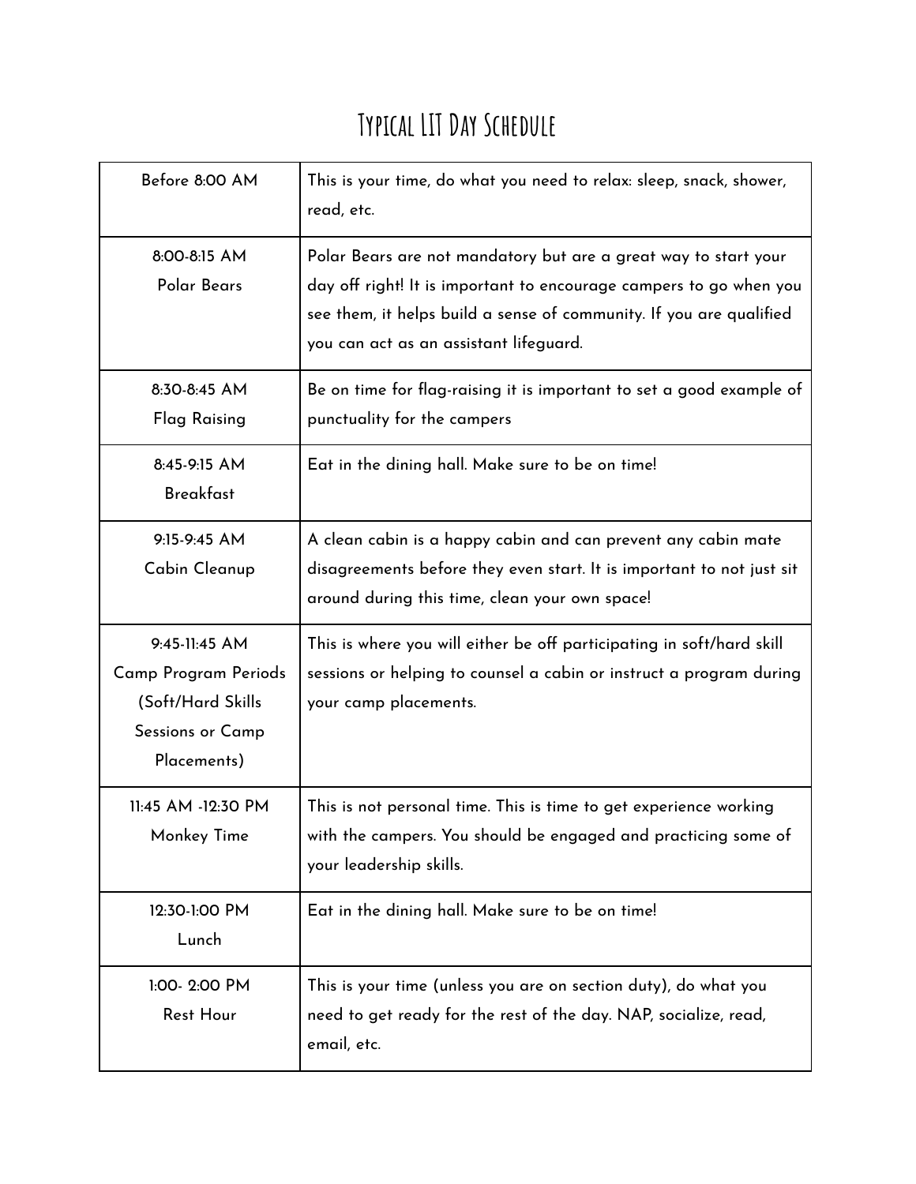# Typical LIT Day Schedule

| Time | Description |
|---|---|
| Before 8:00 AM | This is your time, do what you need to relax: sleep, snack, shower, read, etc. |
| 8:00-8:15 AM<br>Polar Bears | Polar Bears are not mandatory but are a great way to start your day off right! It is important to encourage campers to go when you see them, it helps build a sense of community. If you are qualified you can act as an assistant lifeguard. |
| 8:30-8:45 AM<br>Flag Raising | Be on time for flag-raising it is important to set a good example of punctuality for the campers |
| 8:45-9:15 AM<br>Breakfast | Eat in the dining hall. Make sure to be on time! |
| 9:15-9:45 AM<br>Cabin Cleanup | A clean cabin is a happy cabin and can prevent any cabin mate disagreements before they even start. It is important to not just sit around during this time, clean your own space! |
| 9:45-11:45 AM<br>Camp Program Periods (Soft/Hard Skills Sessions or Camp Placements) | This is where you will either be off participating in soft/hard skill sessions or helping to counsel a cabin or instruct a program during your camp placements. |
| 11:45 AM -12:30 PM<br>Monkey Time | This is not personal time. This is time to get experience working with the campers. You should be engaged and practicing some of your leadership skills. |
| 12:30-1:00 PM<br>Lunch | Eat in the dining hall. Make sure to be on time! |
| 1:00- 2:00 PM<br>Rest Hour | This is your time (unless you are on section duty), do what you need to get ready for the rest of the day. NAP, socialize, read, email, etc. |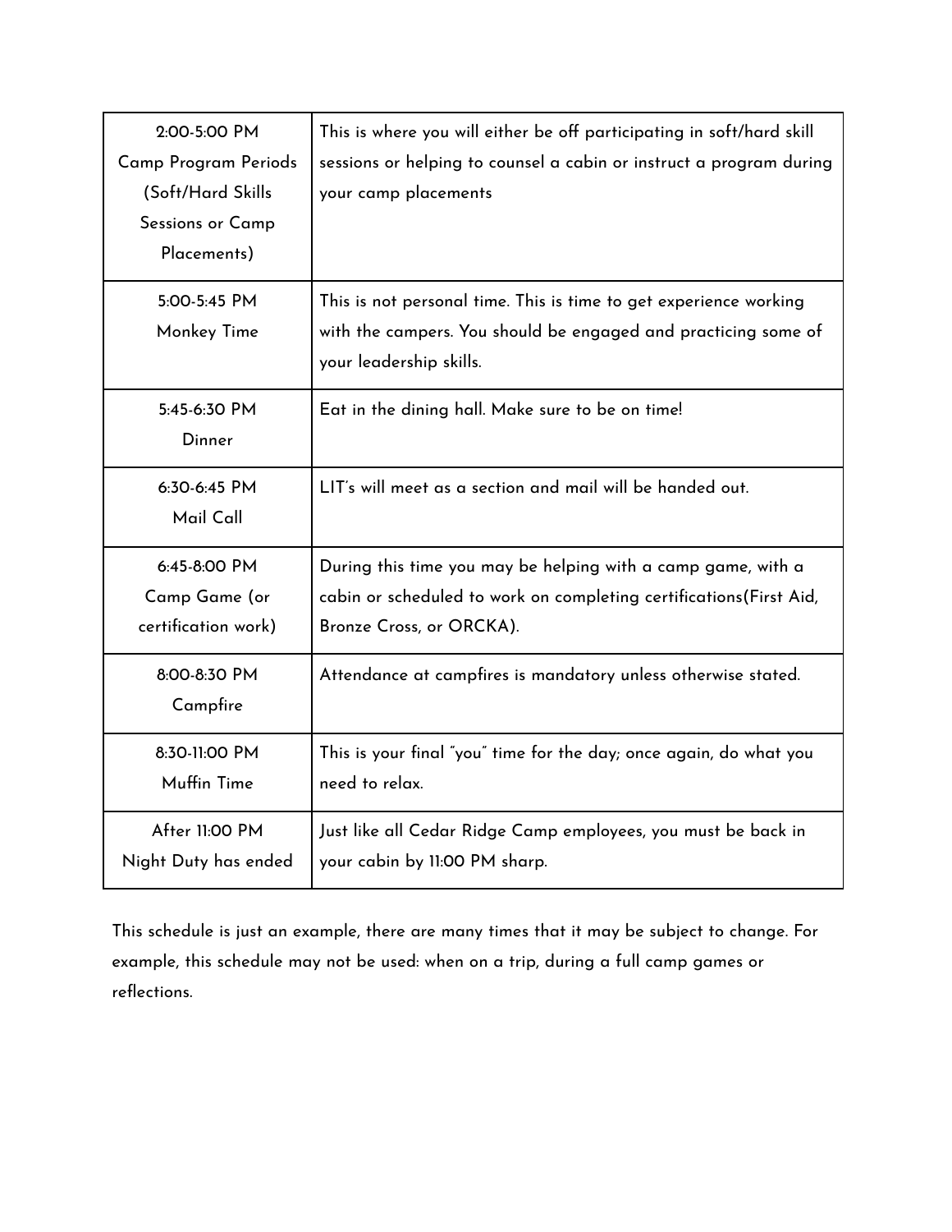| 2:00-5:00 PM Camp Program Periods (Soft/Hard Skills Sessions or Camp Placements) | This is where you will either be off participating in soft/hard skill sessions or helping to counsel a cabin or instruct a program during your camp placements |
| --- | --- |
| 5:00-5:45 PM Monkey Time | This is not personal time. This is time to get experience working with the campers. You should be engaged and practicing some of your leadership skills. |
| 5:45-6:30 PM Dinner | Eat in the dining hall. Make sure to be on time! |
| 6:30-6:45 PM Mail Call | LIT's will meet as a section and mail will be handed out. |
| 6:45-8:00 PM Camp Game (or certification work) | During this time you may be helping with a camp game, with a cabin or scheduled to work on completing certifications(First Aid, Bronze Cross, or ORCKA). |
| 8:00-8:30 PM Campfire | Attendance at campfires is mandatory unless otherwise stated. |
| 8:30-11:00 PM Muffin Time | This is your final "you" time for the day; once again, do what you need to relax. |
| After 11:00 PM Night Duty has ended | Just like all Cedar Ridge Camp employees, you must be back in your cabin by 11:00 PM sharp. |

This schedule is just an example, there are many times that it may be subject to change. For example, this schedule may not be used: when on a trip, during a full camp games or reflections.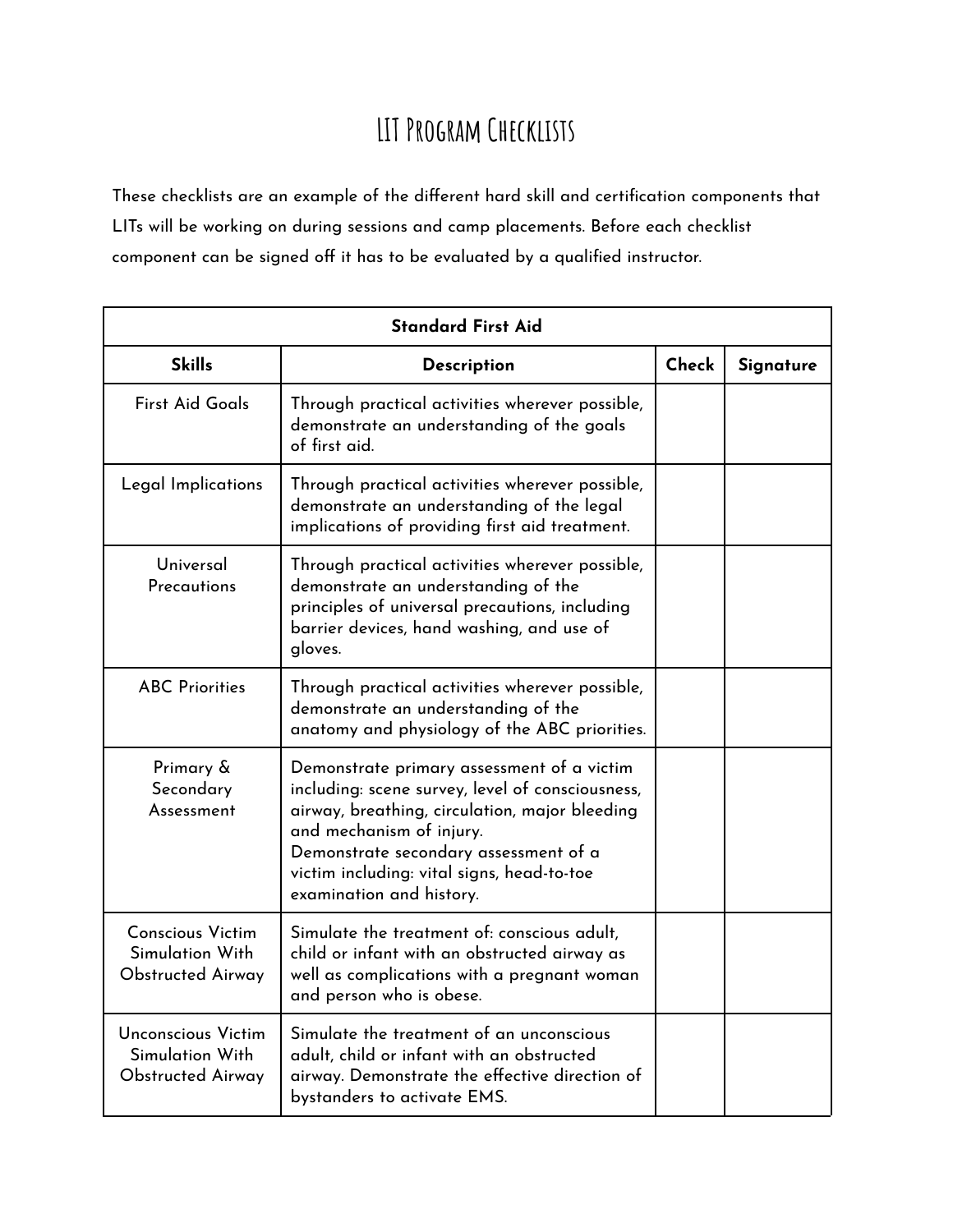# LIT Program Checklists

These checklists are an example of the different hard skill and certification components that LITs will be working on during sessions and camp placements. Before each checklist component can be signed off it has to be evaluated by a qualified instructor.

| **Standard First Aid** | | | |
|---|---|---|---|
| **Skills** | **Description** | **Check** | **Signature** |
| First Aid Goals | Through practical activities wherever possible, demonstrate an understanding of the goals of first aid. | | |
| Legal Implications | Through practical activities wherever possible, demonstrate an understanding of the legal implications of providing first aid treatment. | | |
| Universal Precautions | Through practical activities wherever possible, demonstrate an understanding of the principles of universal precautions, including barrier devices, hand washing, and use of gloves. | | |
| ABC Priorities | Through practical activities wherever possible, demonstrate an understanding of the anatomy and physiology of the ABC priorities. | | |
| Primary & Secondary Assessment | Demonstrate primary assessment of a victim including: scene survey, level of consciousness, airway, breathing, circulation, major bleeding and mechanism of injury. Demonstrate secondary assessment of a victim including: vital signs, head-to-toe examination and history. | | |
| Conscious Victim Simulation With Obstructed Airway | Simulate the treatment of: conscious adult, child or infant with an obstructed airway as well as complications with a pregnant woman and person who is obese. | | |
| Unconscious Victim Simulation With Obstructed Airway | Simulate the treatment of an unconscious adult, child or infant with an obstructed airway. Demonstrate the effective direction of bystanders to activate EMS. | | |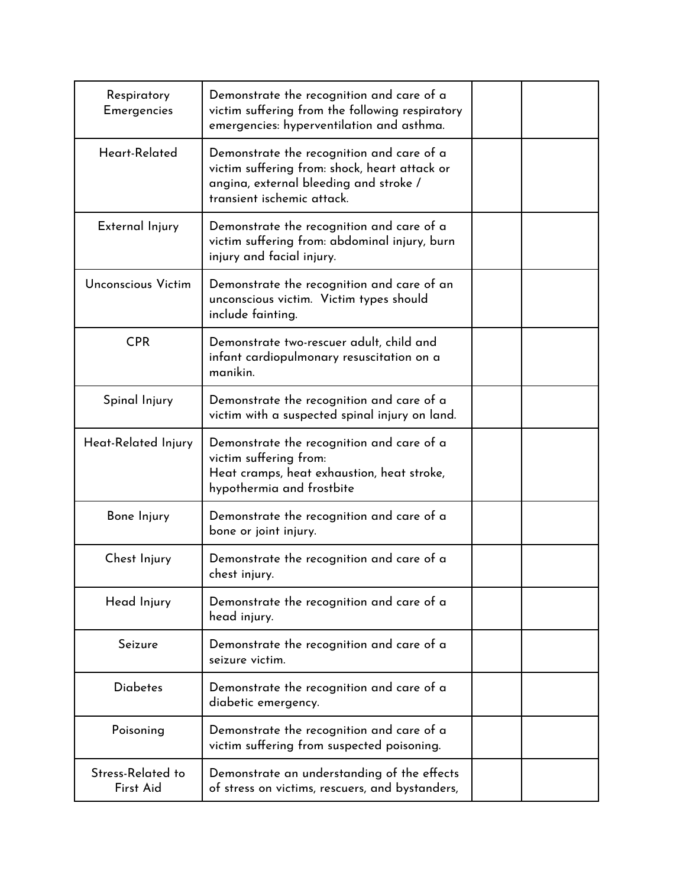| | | | |
|---|---|---|---|
| Respiratory Emergencies | Demonstrate the recognition and care of a victim suffering from the following respiratory emergencies: hyperventilation and asthma. | | |
| Heart-Related | Demonstrate the recognition and care of a victim suffering from: shock, heart attack or angina, external bleeding and stroke / transient ischemic attack. | | |
| External Injury | Demonstrate the recognition and care of a victim suffering from: abdominal injury, burn injury and facial injury. | | |
| Unconscious Victim | Demonstrate the recognition and care of an unconscious victim. Victim types should include fainting. | | |
| CPR | Demonstrate two-rescuer adult, child and infant cardiopulmonary resuscitation on a manikin. | | |
| Spinal Injury | Demonstrate the recognition and care of a victim with a suspected spinal injury on land. | | |
| Heat-Related Injury | Demonstrate the recognition and care of a victim suffering from: Heat cramps, heat exhaustion, heat stroke, hypothermia and frostbite | | |
| Bone Injury | Demonstrate the recognition and care of a bone or joint injury. | | |
| Chest Injury | Demonstrate the recognition and care of a chest injury. | | |
| Head Injury | Demonstrate the recognition and care of a head injury. | | |
| Seizure | Demonstrate the recognition and care of a seizure victim. | | |
| Diabetes | Demonstrate the recognition and care of a diabetic emergency. | | |
| Poisoning | Demonstrate the recognition and care of a victim suffering from suspected poisoning. | | |
| Stress-Related to First Aid | Demonstrate an understanding of the effects of stress on victims, rescuers, and bystanders, | | |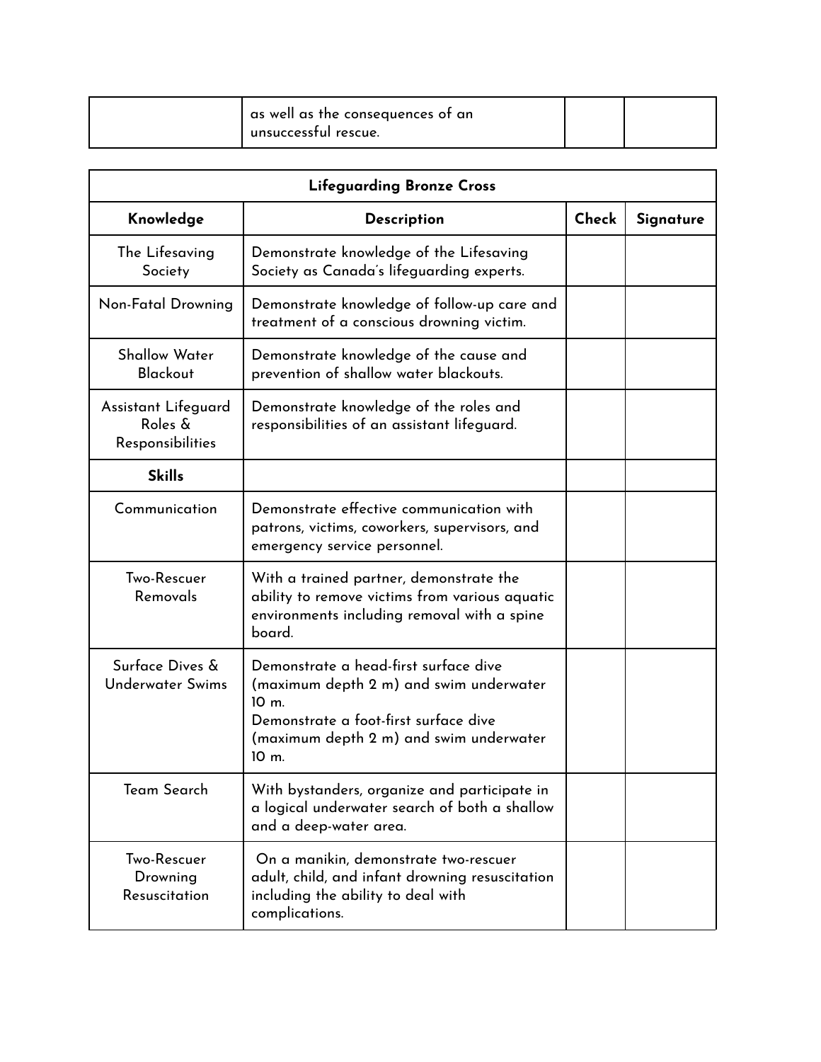|  | as well as the consequences of an unsuccessful rescue. |  |  |
| --- | --- | --- | --- |

| Lifeguarding Bronze Cross | | | |
| --- | --- | --- | --- |
| **Knowledge** | **Description** | **Check** | **Signature** |
| The Lifesaving Society | Demonstrate knowledge of the Lifesaving Society as Canada's lifeguarding experts. |  |  |
| Non-Fatal Drowning | Demonstrate knowledge of follow-up care and treatment of a conscious drowning victim. |  |  |
| Shallow Water Blackout | Demonstrate knowledge of the cause and prevention of shallow water blackouts. |  |  |
| Assistant Lifeguard Roles & Responsibilities | Demonstrate knowledge of the roles and responsibilities of an assistant lifeguard. |  |  |
| **Skills** |  |  |  |
| Communication | Demonstrate effective communication with patrons, victims, coworkers, supervisors, and emergency service personnel. |  |  |
| Two-Rescuer Removals | With a trained partner, demonstrate the ability to remove victims from various aquatic environments including removal with a spine board. |  |  |
| Surface Dives & Underwater Swims | Demonstrate a head-first surface dive (maximum depth 2 m) and swim underwater 10 m.<br>Demonstrate a foot-first surface dive (maximum depth 2 m) and swim underwater 10 m. |  |  |
| Team Search | With bystanders, organize and participate in a logical underwater search of both a shallow and a deep-water area. |  |  |
| Two-Rescuer Drowning Resuscitation | On a manikin, demonstrate two-rescuer adult, child, and infant drowning resuscitation including the ability to deal with complications. |  |  |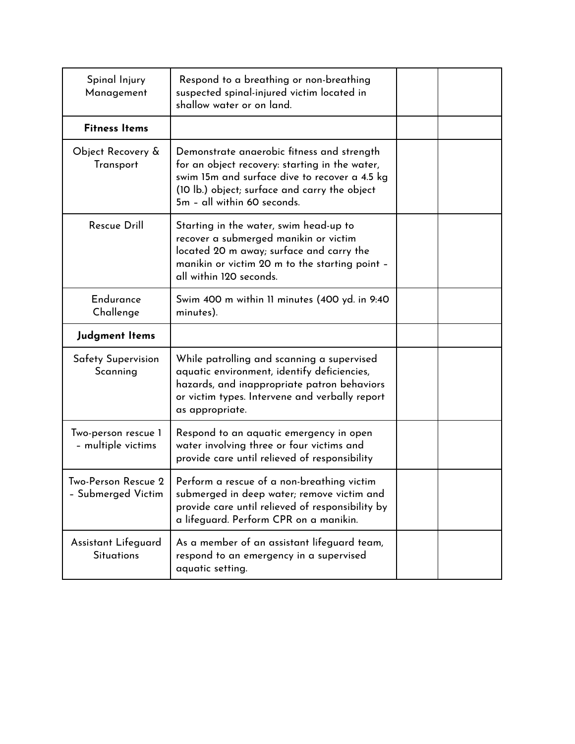| | | | |
|---|---|---|---|
| Spinal Injury Management | Respond to a breathing or non-breathing suspected spinal-injured victim located in shallow water or on land. | | |
| **Fitness Items** | | | |
| Object Recovery & Transport | Demonstrate anaerobic fitness and strength for an object recovery: starting in the water, swim 15m and surface dive to recover a 4.5 kg (10 lb.) object; surface and carry the object 5m – all within 60 seconds. | | |
| Rescue Drill | Starting in the water, swim head-up to recover a submerged manikin or victim located 20 m away; surface and carry the manikin or victim 20 m to the starting point – all within 120 seconds. | | |
| Endurance Challenge | Swim 400 m within 11 minutes (400 yd. in 9:40 minutes). | | |
| **Judgment Items** | | | |
| Safety Supervision Scanning | While patrolling and scanning a supervised aquatic environment, identify deficiencies, hazards, and inappropriate patron behaviors or victim types. Intervene and verbally report as appropriate. | | |
| Two-person rescue 1 – multiple victims | Respond to an aquatic emergency in open water involving three or four victims and provide care until relieved of responsibility | | |
| Two-Person Rescue 2 – Submerged Victim | Perform a rescue of a non-breathing victim submerged in deep water; remove victim and provide care until relieved of responsibility by a lifeguard. Perform CPR on a manikin. | | |
| Assistant Lifeguard Situations | As a member of an assistant lifeguard team, respond to an emergency in a supervised aquatic setting. | | |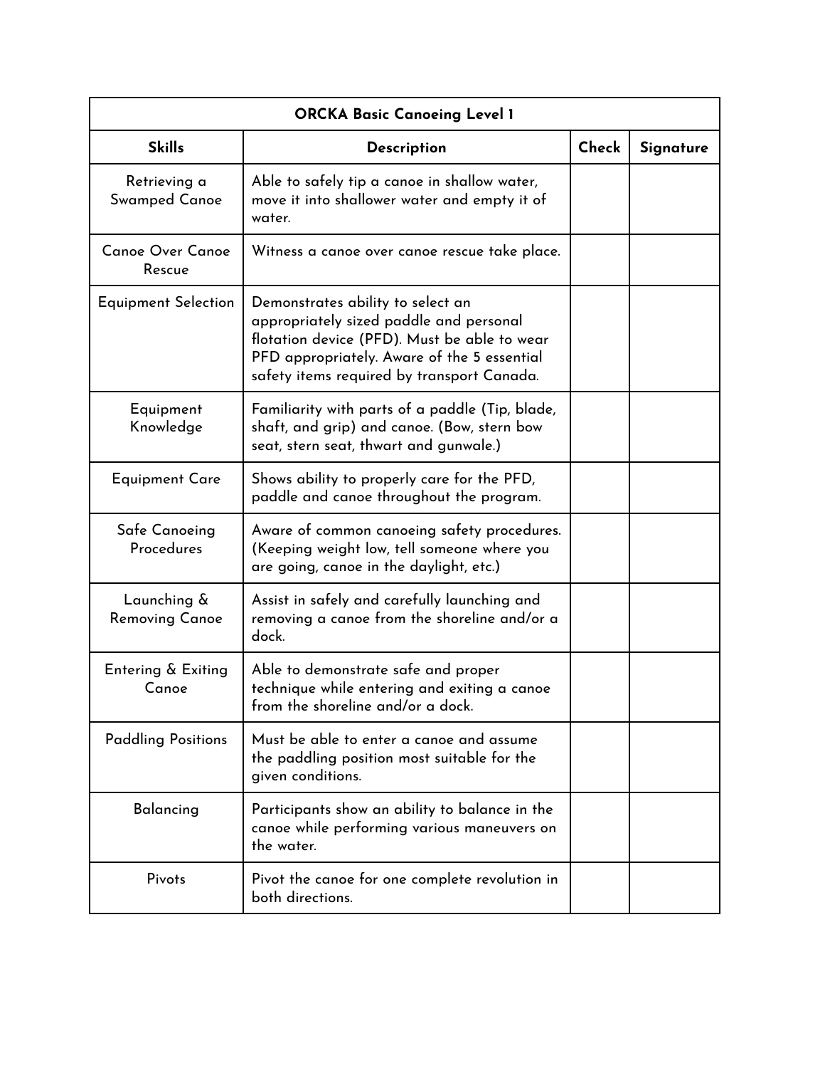| ORCKA Basic Canoeing Level 1 | | | |
|---|---|---|---|
| **Skills** | **Description** | **Check** | **Signature** |
| Retrieving a Swamped Canoe | Able to safely tip a canoe in shallow water, move it into shallower water and empty it of water. | | |
| Canoe Over Canoe Rescue | Witness a canoe over canoe rescue take place. | | |
| Equipment Selection | Demonstrates ability to select an appropriately sized paddle and personal flotation device (PFD). Must be able to wear PFD appropriately. Aware of the 5 essential safety items required by transport Canada. | | |
| Equipment Knowledge | Familiarity with parts of a paddle (Tip, blade, shaft, and grip) and canoe. (Bow, stern bow seat, stern seat, thwart and gunwale.) | | |
| Equipment Care | Shows ability to properly care for the PFD, paddle and canoe throughout the program. | | |
| Safe Canoeing Procedures | Aware of common canoeing safety procedures. (Keeping weight low, tell someone where you are going, canoe in the daylight, etc.) | | |
| Launching & Removing Canoe | Assist in safely and carefully launching and removing a canoe from the shoreline and/or a dock. | | |
| Entering & Exiting Canoe | Able to demonstrate safe and proper technique while entering and exiting a canoe from the shoreline and/or a dock. | | |
| Paddling Positions | Must be able to enter a canoe and assume the paddling position most suitable for the given conditions. | | |
| Balancing | Participants show an ability to balance in the canoe while performing various maneuvers on the water. | | |
| Pivots | Pivot the canoe for one complete revolution in both directions. | | |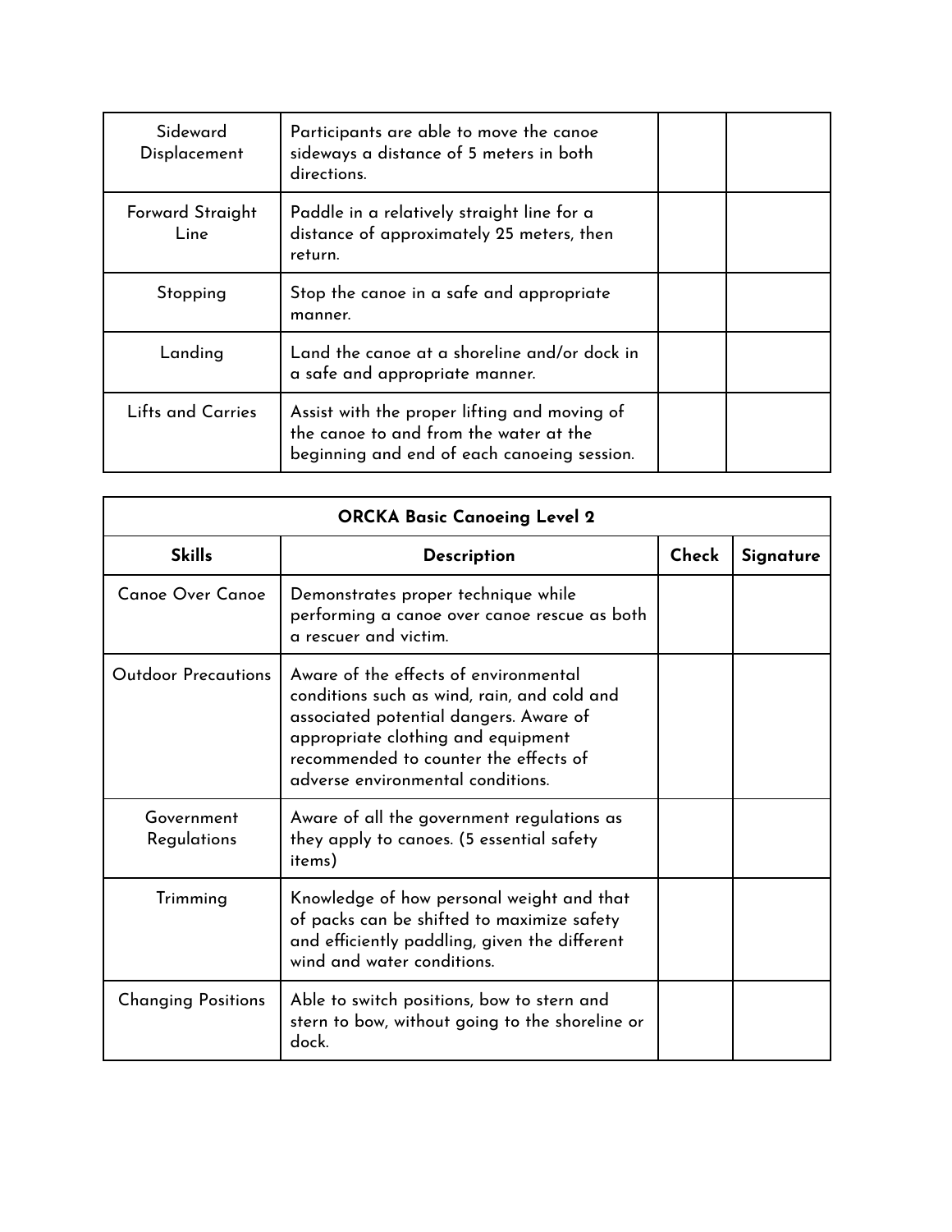| | | | |
|---|---|---|---|
| Sideward Displacement | Participants are able to move the canoe sideways a distance of 5 meters in both directions. | | |
| Forward Straight Line | Paddle in a relatively straight line for a distance of approximately 25 meters, then return. | | |
| Stopping | Stop the canoe in a safe and appropriate manner. | | |
| Landing | Land the canoe at a shoreline and/or dock in a safe and appropriate manner. | | |
| Lifts and Carries | Assist with the proper lifting and moving of the canoe to and from the water at the beginning and end of each canoeing session. | | |

| **ORCKA Basic Canoeing Level 2** | | | |
|---|---|---|---|
| **Skills** | **Description** | **Check** | **Signature** |
| Canoe Over Canoe | Demonstrates proper technique while performing a canoe over canoe rescue as both a rescuer and victim. | | |
| Outdoor Precautions | Aware of the effects of environmental conditions such as wind, rain, and cold and associated potential dangers. Aware of appropriate clothing and equipment recommended to counter the effects of adverse environmental conditions. | | |
| Government Regulations | Aware of all the government regulations as they apply to canoes. (5 essential safety items) | | |
| Trimming | Knowledge of how personal weight and that of packs can be shifted to maximize safety and efficiently paddling, given the different wind and water conditions. | | |
| Changing Positions | Able to switch positions, bow to stern and stern to bow, without going to the shoreline or dock. | | |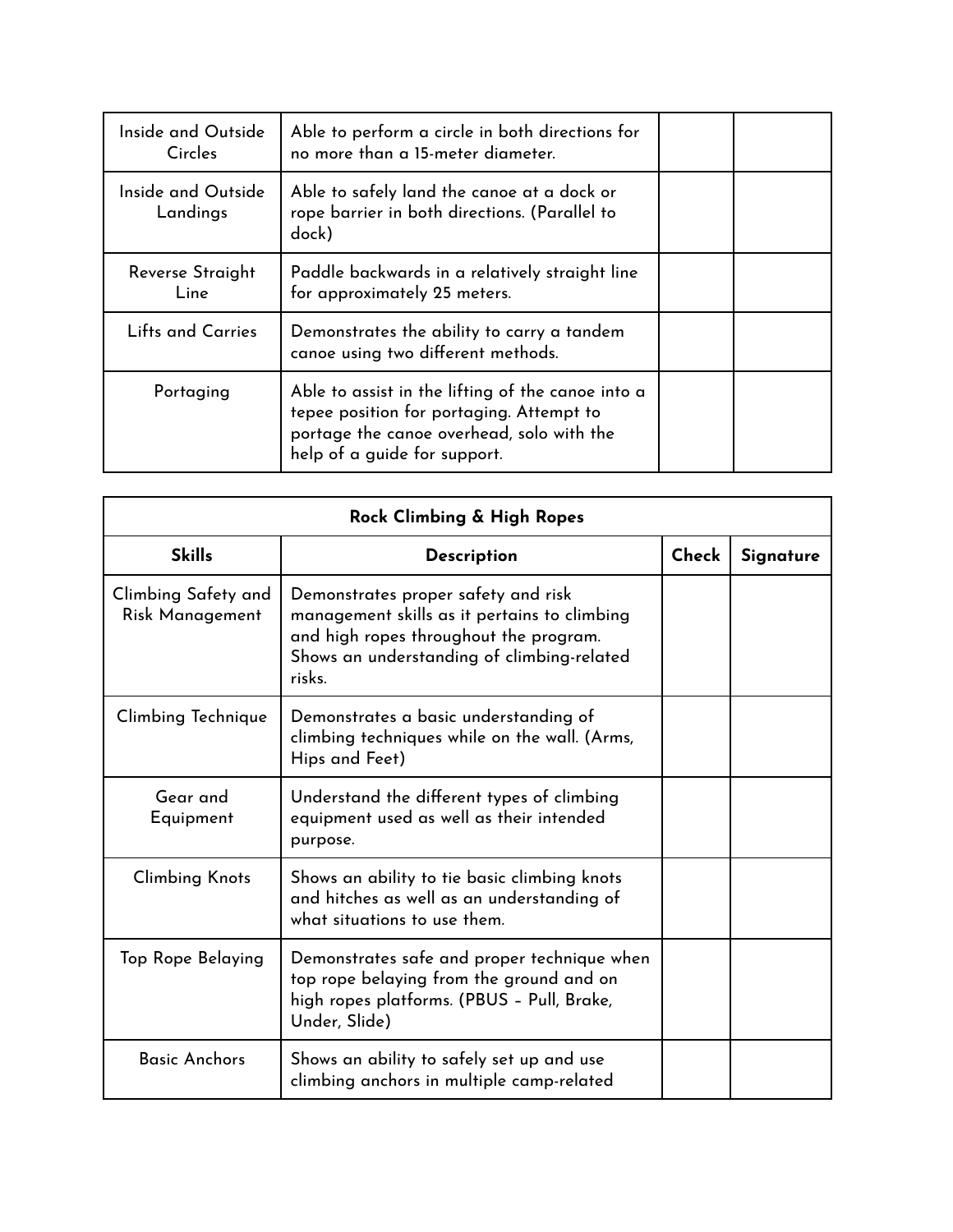| | | | |
|---|---|---|---|
| Inside and Outside Circles | Able to perform a circle in both directions for no more than a 15-meter diameter. | | |
| Inside and Outside Landings | Able to safely land the canoe at a dock or rope barrier in both directions. (Parallel to dock) | | |
| Reverse Straight Line | Paddle backwards in a relatively straight line for approximately 25 meters. | | |
| Lifts and Carries | Demonstrates the ability to carry a tandem canoe using two different methods. | | |
| Portaging | Able to assist in the lifting of the canoe into a tepee position for portaging. Attempt to portage the canoe overhead, solo with the help of a guide for support. | | |

| **Rock Climbing & High Ropes** | | | |
|---|---|---|---|
| **Skills** | **Description** | **Check** | **Signature** |
| Climbing Safety and Risk Management | Demonstrates proper safety and risk management skills as it pertains to climbing and high ropes throughout the program. Shows an understanding of climbing-related risks. | | |
| Climbing Technique | Demonstrates a basic understanding of climbing techniques while on the wall. (Arms, Hips and Feet) | | |
| Gear and Equipment | Understand the different types of climbing equipment used as well as their intended purpose. | | |
| Climbing Knots | Shows an ability to tie basic climbing knots and hitches as well as an understanding of what situations to use them. | | |
| Top Rope Belaying | Demonstrates safe and proper technique when top rope belaying from the ground and on high ropes platforms. (PBUS – Pull, Brake, Under, Slide) | | |
| Basic Anchors | Shows an ability to safely set up and use climbing anchors in multiple camp-related | | |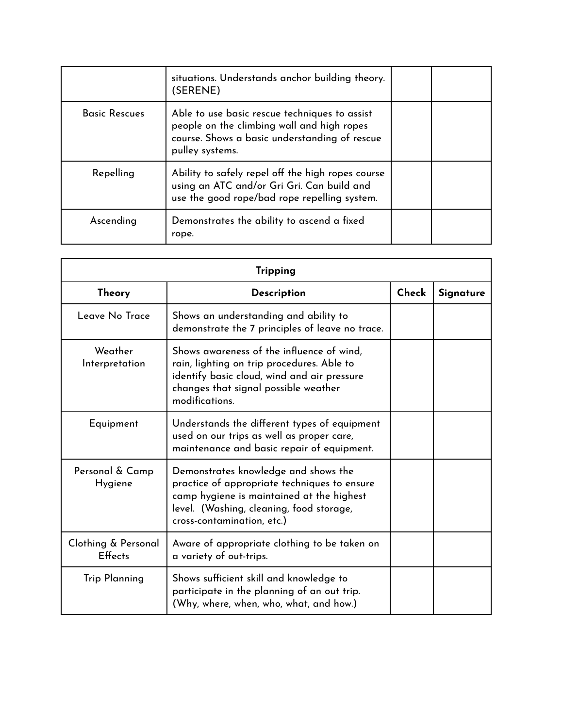| | | | |
|---|---|---|---|
| | situations. Understands anchor building theory. (SERENE) | | |
| Basic Rescues | Able to use basic rescue techniques to assist people on the climbing wall and high ropes course. Shows a basic understanding of rescue pulley systems. | | |
| Repelling | Ability to safely repel off the high ropes course using an ATC and/or Gri Gri. Can build and use the good rope/bad rope repelling system. | | |
| Ascending | Demonstrates the ability to ascend a fixed rope. | | |

| **Tripping** | | | |
|---|---|---|---|
| **Theory** | **Description** | **Check** | **Signature** |
| Leave No Trace | Shows an understanding and ability to demonstrate the 7 principles of leave no trace. | | |
| Weather Interpretation | Shows awareness of the influence of wind, rain, lighting on trip procedures. Able to identify basic cloud, wind and air pressure changes that signal possible weather modifications. | | |
| Equipment | Understands the different types of equipment used on our trips as well as proper care, maintenance and basic repair of equipment. | | |
| Personal & Camp Hygiene | Demonstrates knowledge and shows the practice of appropriate techniques to ensure camp hygiene is maintained at the highest level. (Washing, cleaning, food storage, cross-contamination, etc.) | | |
| Clothing & Personal Effects | Aware of appropriate clothing to be taken on a variety of out-trips. | | |
| Trip Planning | Shows sufficient skill and knowledge to participate in the planning of an out trip. (Why, where, when, who, what, and how.) | | |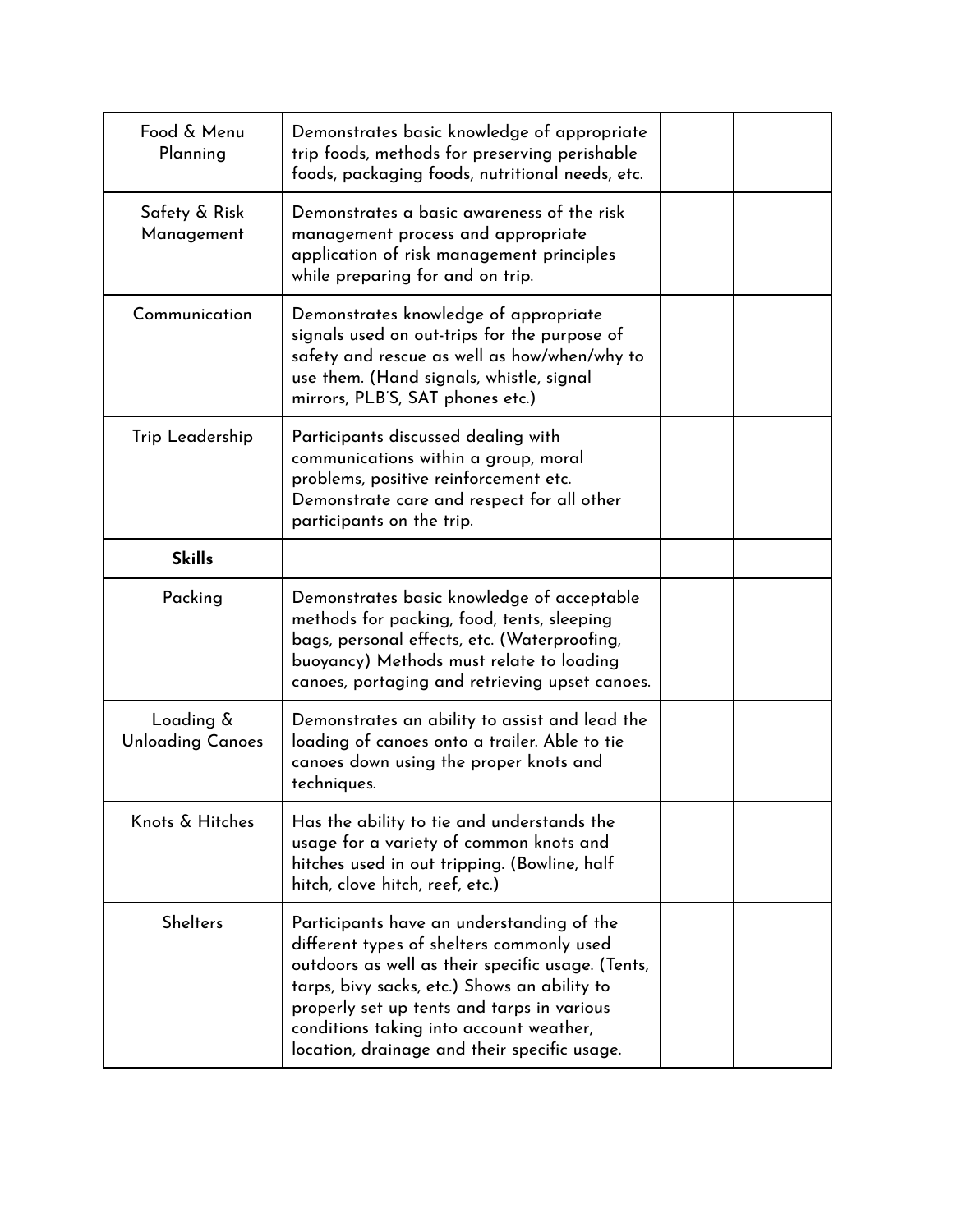| | | | |
|---|---|---|---|
| Food & Menu Planning | Demonstrates basic knowledge of appropriate trip foods, methods for preserving perishable foods, packaging foods, nutritional needs, etc. | | |
| Safety & Risk Management | Demonstrates a basic awareness of the risk management process and appropriate application of risk management principles while preparing for and on trip. | | |
| Communication | Demonstrates knowledge of appropriate signals used on out-trips for the purpose of safety and rescue as well as how/when/why to use them. (Hand signals, whistle, signal mirrors, PLB'S, SAT phones etc.) | | |
| Trip Leadership | Participants discussed dealing with communications within a group, moral problems, positive reinforcement etc. Demonstrate care and respect for all other participants on the trip. | | |
| **Skills** | | | |
| Packing | Demonstrates basic knowledge of acceptable methods for packing, food, tents, sleeping bags, personal effects, etc. (Waterproofing, buoyancy) Methods must relate to loading canoes, portaging and retrieving upset canoes. | | |
| Loading & Unloading Canoes | Demonstrates an ability to assist and lead the loading of canoes onto a trailer. Able to tie canoes down using the proper knots and techniques. | | |
| Knots & Hitches | Has the ability to tie and understands the usage for a variety of common knots and hitches used in out tripping. (Bowline, half hitch, clove hitch, reef, etc.) | | |
| Shelters | Participants have an understanding of the different types of shelters commonly used outdoors as well as their specific usage. (Tents, tarps, bivy sacks, etc.) Shows an ability to properly set up tents and tarps in various conditions taking into account weather, location, drainage and their specific usage. | | |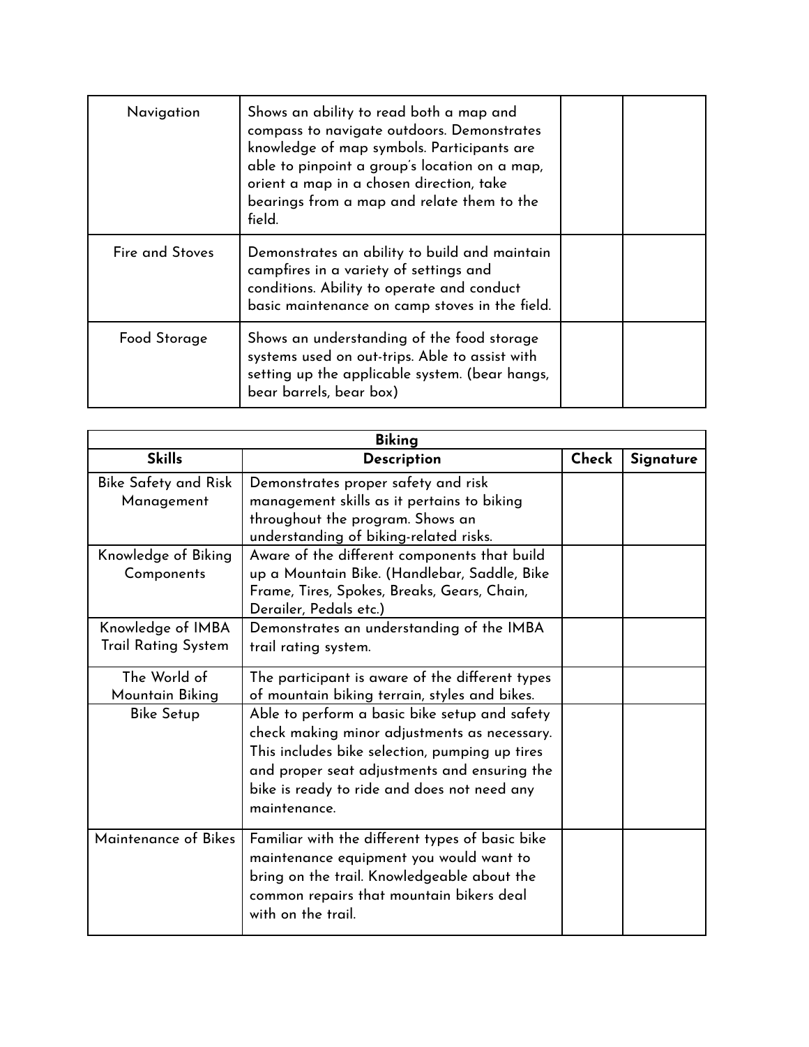| Navigation | Shows an ability to read both a map and compass to navigate outdoors. Demonstrates knowledge of map symbols. Participants are able to pinpoint a group's location on a map, orient a map in a chosen direction, take bearings from a map and relate them to the field. | | |
|---|---|---|---|
| Fire and Stoves | Demonstrates an ability to build and maintain campfires in a variety of settings and conditions. Ability to operate and conduct basic maintenance on camp stoves in the field. | | |
| Food Storage | Shows an understanding of the food storage systems used on out-trips. Able to assist with setting up the applicable system. (bear hangs, bear barrels, bear box) | | |

| **Biking** | | | |
|---|---|---|---|
| **Skills** | **Description** | **Check** | **Signature** |
| Bike Safety and Risk Management | Demonstrates proper safety and risk management skills as it pertains to biking throughout the program. Shows an understanding of biking-related risks. | | |
| Knowledge of Biking Components | Aware of the different components that build up a Mountain Bike. (Handlebar, Saddle, Bike Frame, Tires, Spokes, Breaks, Gears, Chain, Derailer, Pedals etc.) | | |
| Knowledge of IMBA Trail Rating System | Demonstrates an understanding of the IMBA trail rating system. | | |
| The World of Mountain Biking | The participant is aware of the different types of mountain biking terrain, styles and bikes. | | |
| Bike Setup | Able to perform a basic bike setup and safety check making minor adjustments as necessary. This includes bike selection, pumping up tires and proper seat adjustments and ensuring the bike is ready to ride and does not need any maintenance. | | |
| Maintenance of Bikes | Familiar with the different types of basic bike maintenance equipment you would want to bring on the trail. Knowledgeable about the common repairs that mountain bikers deal with on the trail. | | |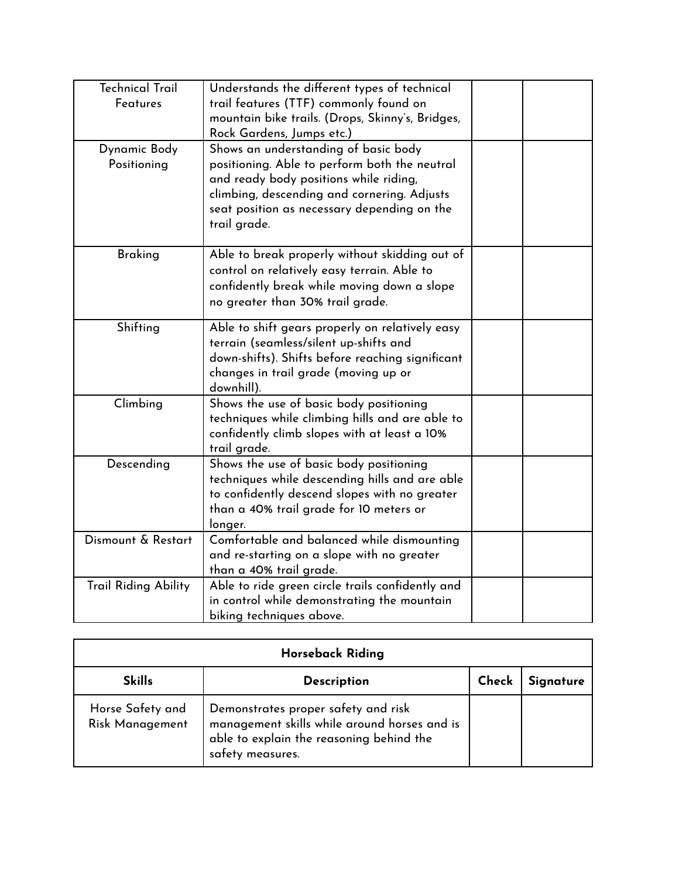| | | | |
|---|---|---|---|
| Technical Trail Features | Understands the different types of technical trail features (TTF) commonly found on mountain bike trails. (Drops, Skinny's, Bridges, Rock Gardens, Jumps etc.) | | |
| Dynamic Body Positioning | Shows an understanding of basic body positioning. Able to perform both the neutral and ready body positions while riding, climbing, descending and cornering. Adjusts seat position as necessary depending on the trail grade. | | |
| Braking | Able to break properly without skidding out of control on relatively easy terrain. Able to confidently break while moving down a slope no greater than 30% trail grade. | | |
| Shifting | Able to shift gears properly on relatively easy terrain (seamless/silent up-shifts and down-shifts). Shifts before reaching significant changes in trail grade (moving up or downhill). | | |
| Climbing | Shows the use of basic body positioning techniques while climbing hills and are able to confidently climb slopes with at least a 10% trail grade. | | |
| Descending | Shows the use of basic body positioning techniques while descending hills and are able to confidently descend slopes with no greater than a 40% trail grade for 10 meters or longer. | | |
| Dismount & Restart | Comfortable and balanced while dismounting and re-starting on a slope with no greater than a 40% trail grade. | | |
| Trail Riding Ability | Able to ride green circle trails confidently and in control while demonstrating the mountain biking techniques above. | | |

| **Horseback Riding** | | | |
|---|---|---|---|
| **Skills** | **Description** | **Check** | **Signature** |
| Horse Safety and Risk Management | Demonstrates proper safety and risk management skills while around horses and is able to explain the reasoning behind the safety measures. | | |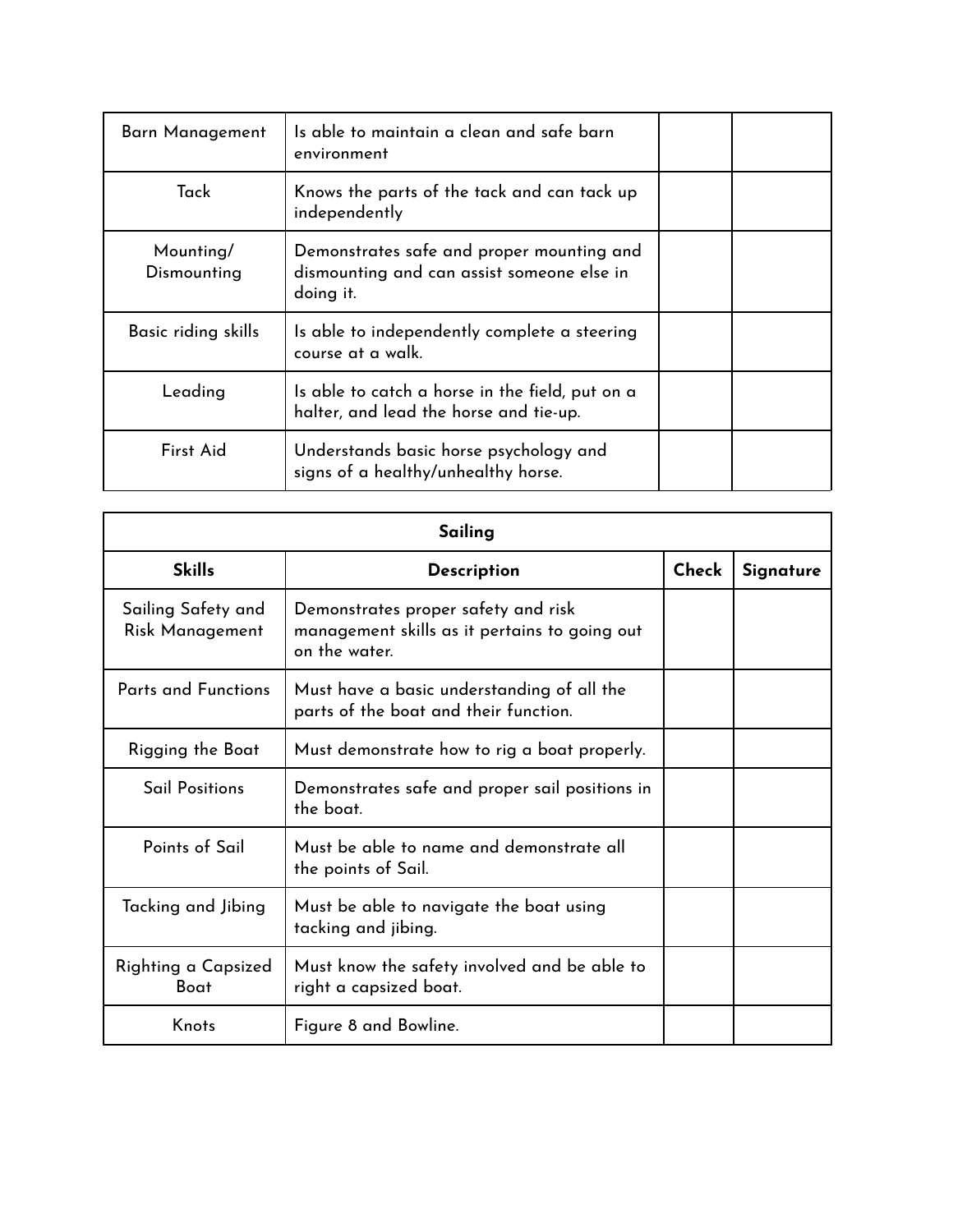| | | | |
|---|---|---|---|
| Barn Management | Is able to maintain a clean and safe barn environment | | |
| Tack | Knows the parts of the tack and can tack up independently | | |
| Mounting/ Dismounting | Demonstrates safe and proper mounting and dismounting and can assist someone else in doing it. | | |
| Basic riding skills | Is able to independently complete a steering course at a walk. | | |
| Leading | Is able to catch a horse in the field, put on a halter, and lead the horse and tie-up. | | |
| First Aid | Understands basic horse psychology and signs of a healthy/unhealthy horse. | | |

| **Sailing** | | | |
|---|---|---|---|
| **Skills** | **Description** | **Check** | **Signature** |
| Sailing Safety and Risk Management | Demonstrates proper safety and risk management skills as it pertains to going out on the water. | | |
| Parts and Functions | Must have a basic understanding of all the parts of the boat and their function. | | |
| Rigging the Boat | Must demonstrate how to rig a boat properly. | | |
| Sail Positions | Demonstrates safe and proper sail positions in the boat. | | |
| Points of Sail | Must be able to name and demonstrate all the points of Sail. | | |
| Tacking and Jibing | Must be able to navigate the boat using tacking and jibing. | | |
| Righting a Capsized Boat | Must know the safety involved and be able to right a capsized boat. | | |
| Knots | Figure 8 and Bowline. | | |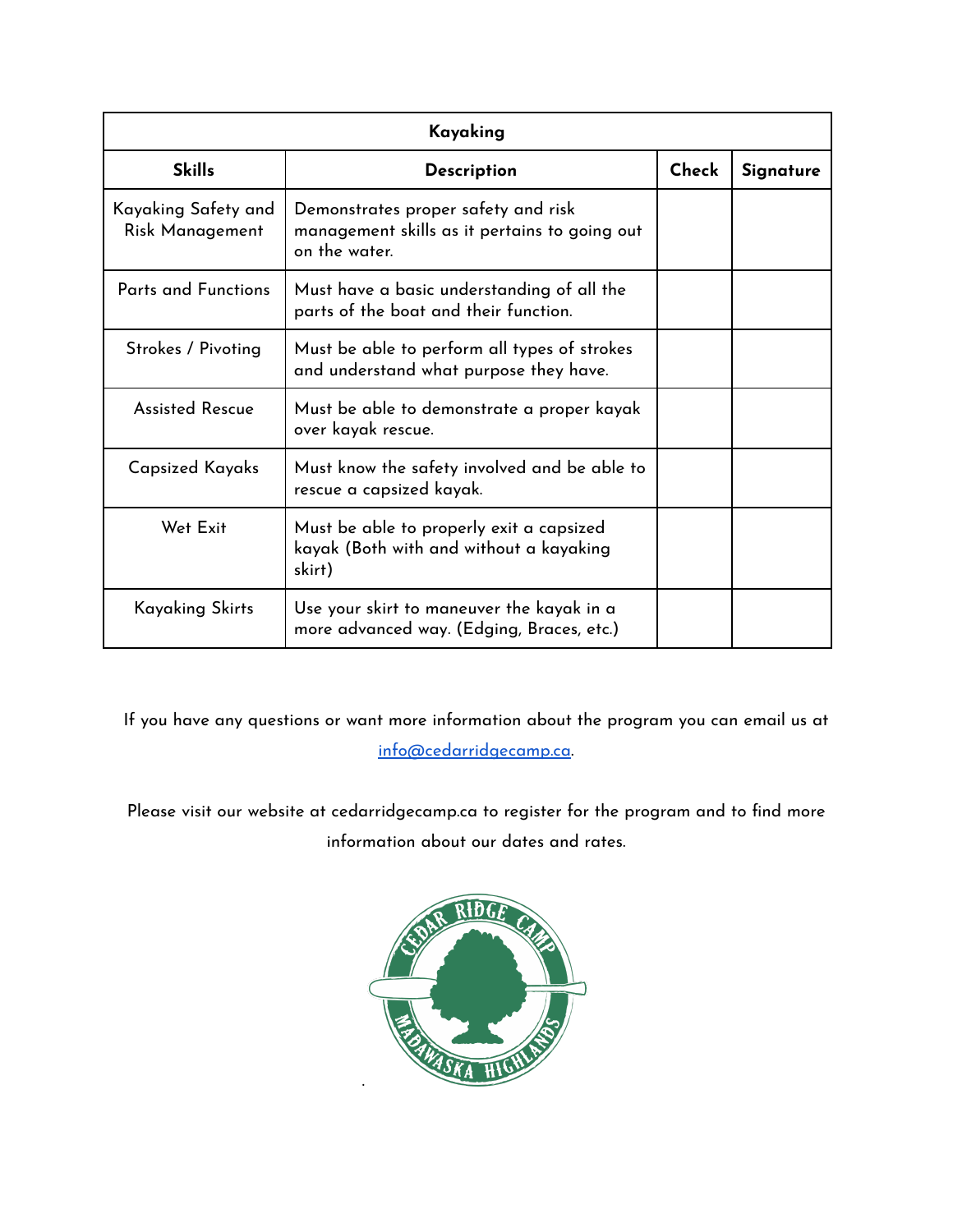| Kayaking | | | |
|---|---|---|---|
| **Skills** | **Description** | **Check** | **Signature** |
| Kayaking Safety and Risk Management | Demonstrates proper safety and risk management skills as it pertains to going out on the water. | | |
| Parts and Functions | Must have a basic understanding of all the parts of the boat and their function. | | |
| Strokes / Pivoting | Must be able to perform all types of strokes and understand what purpose they have. | | |
| Assisted Rescue | Must be able to demonstrate a proper kayak over kayak rescue. | | |
| Capsized Kayaks | Must know the safety involved and be able to rescue a capsized kayak. | | |
| Wet Exit | Must be able to properly exit a capsized kayak (Both with and without a kayaking skirt) | | |
| Kayaking Skirts | Use your skirt to maneuver the kayak in a more advanced way. (Edging, Braces, etc.) | | |

If you have any questions or want more information about the program you can email us at info@cedarridgecamp.ca.

Please visit our website at cedarridgecamp.ca to register for the program and to find more information about our dates and rates.

CEDAR RIDGE CAMP

MADAWASKA HIGHLANDS